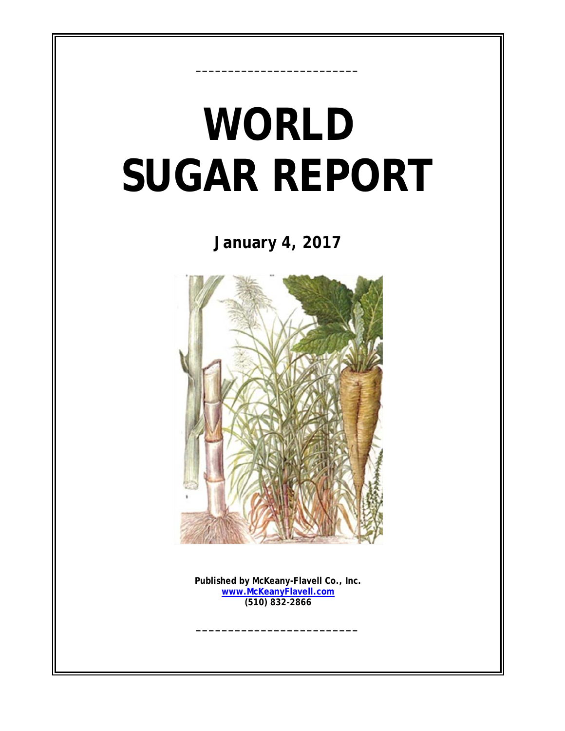# WORLD SUGAR REPORT

**January 4, 2017**

**Published by McKeany-Flavell Co., Inc.**
**www.McKeanyFlavell.com**
**(510) 832-2866**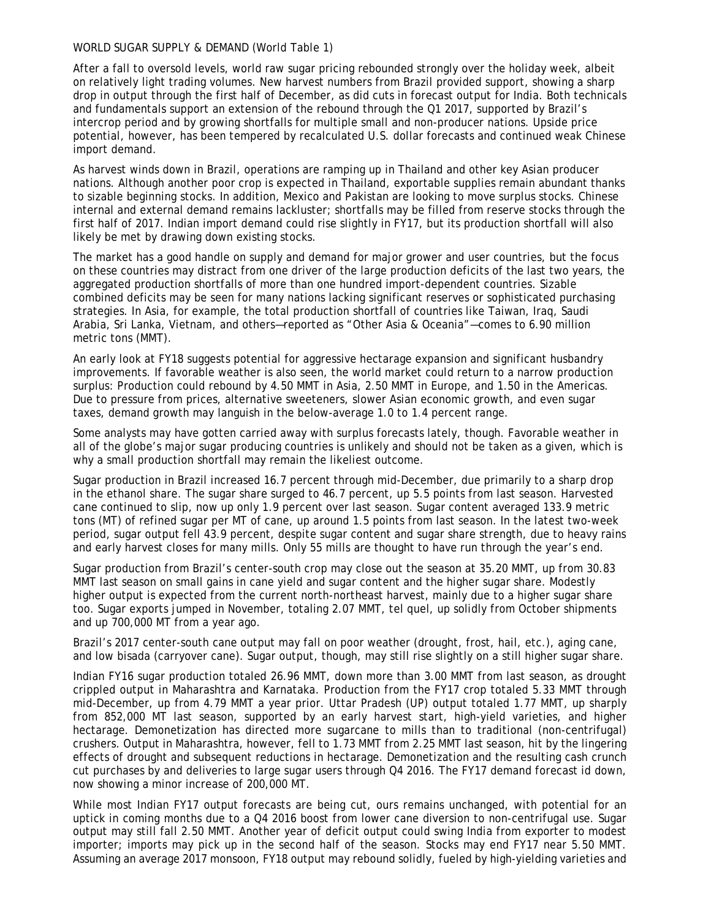WORLD SUGAR SUPPLY & DEMAND (World Table 1)

After a fall to oversold levels, world raw sugar pricing rebounded strongly over the holiday week, albeit on relatively light trading volumes. New harvest numbers from Brazil provided support, showing a sharp drop in output through the first half of December, as did cuts in forecast output for India. Both technicals and fundamentals support an extension of the rebound through the Q1 2017, supported by Brazil's intercrop period and by growing shortfalls for multiple small and non-producer nations. Upside price potential, however, has been tempered by recalculated U.S. dollar forecasts and continued weak Chinese import demand.

As harvest winds down in Brazil, operations are ramping up in Thailand and other key Asian producer nations. Although another poor crop is expected in Thailand, exportable supplies remain abundant thanks to sizable beginning stocks. In addition, Mexico and Pakistan are looking to move surplus stocks. Chinese internal and external demand remains lackluster; shortfalls may be filled from reserve stocks through the first half of 2017. Indian import demand could rise slightly in FY17, but its production shortfall will also likely be met by drawing down existing stocks.

The market has a good handle on supply and demand for major grower and user countries, but the focus on these countries may distract from one driver of the large production deficits of the last two years, the aggregated production shortfalls of more than one hundred import-dependent countries. Sizable combined deficits may be seen for many nations lacking significant reserves or sophisticated purchasing strategies. In Asia, for example, the total production shortfall of countries like Taiwan, Iraq, Saudi Arabia, Sri Lanka, Vietnam, and others—reported as "Other Asia & Oceania"—comes to 6.90 million metric tons (MMT).

An early look at FY18 suggests potential for aggressive hectarage expansion and significant husbandry improvements. If favorable weather is also seen, the world market could return to a narrow production surplus: Production could rebound by 4.50 MMT in Asia, 2.50 MMT in Europe, and 1.50 in the Americas. Due to pressure from prices, alternative sweeteners, slower Asian economic growth, and even sugar taxes, demand growth may languish in the below-average 1.0 to 1.4 percent range.

Some analysts may have gotten carried away with surplus forecasts lately, though. Favorable weather in all of the globe's major sugar producing countries is unlikely and should not be taken as a given, which is why a small production shortfall may remain the likeliest outcome.

Sugar production in Brazil increased 16.7 percent through mid-December, due primarily to a sharp drop in the ethanol share. The sugar share surged to 46.7 percent, up 5.5 points from last season. Harvested cane continued to slip, now up only 1.9 percent over last season. Sugar content averaged 133.9 metric tons (MT) of refined sugar per MT of cane, up around 1.5 points from last season. In the latest two-week period, sugar output fell 43.9 percent, despite sugar content and sugar share strength, due to heavy rains and early harvest closes for many mills. Only 55 mills are thought to have run through the year's end.

Sugar production from Brazil's center-south crop may close out the season at 35.20 MMT, up from 30.83 MMT last season on small gains in cane yield and sugar content and the higher sugar share. Modestly higher output is expected from the current north-northeast harvest, mainly due to a higher sugar share too. Sugar exports jumped in November, totaling 2.07 MMT, tel quel, up solidly from October shipments and up 700,000 MT from a year ago.

Brazil's 2017 center-south cane output may fall on poor weather (drought, frost, hail, etc.), aging cane, and low bisada (carryover cane). Sugar output, though, may still rise slightly on a still higher sugar share.

Indian FY16 sugar production totaled 26.96 MMT, down more than 3.00 MMT from last season, as drought crippled output in Maharashtra and Karnataka. Production from the FY17 crop totaled 5.33 MMT through mid-December, up from 4.79 MMT a year prior. Uttar Pradesh (UP) output totaled 1.77 MMT, up sharply from 852,000 MT last season, supported by an early harvest start, high-yield varieties, and higher hectarage. Demonetization has directed more sugarcane to mills than to traditional (non-centrifugal) crushers. Output in Maharashtra, however, fell to 1.73 MMT from 2.25 MMT last season, hit by the lingering effects of drought and subsequent reductions in hectarage. Demonetization and the resulting cash crunch cut purchases by and deliveries to large sugar users through Q4 2016. The FY17 demand forecast id down, now showing a minor increase of 200,000 MT.

While most Indian FY17 output forecasts are being cut, ours remains unchanged, with potential for an uptick in coming months due to a Q4 2016 boost from lower cane diversion to non-centrifugal use. Sugar output may still fall 2.50 MMT. Another year of deficit output could swing India from exporter to modest importer; imports may pick up in the second half of the season. Stocks may end FY17 near 5.50 MMT. Assuming an average 2017 monsoon, FY18 output may rebound solidly, fueled by high-yielding varieties and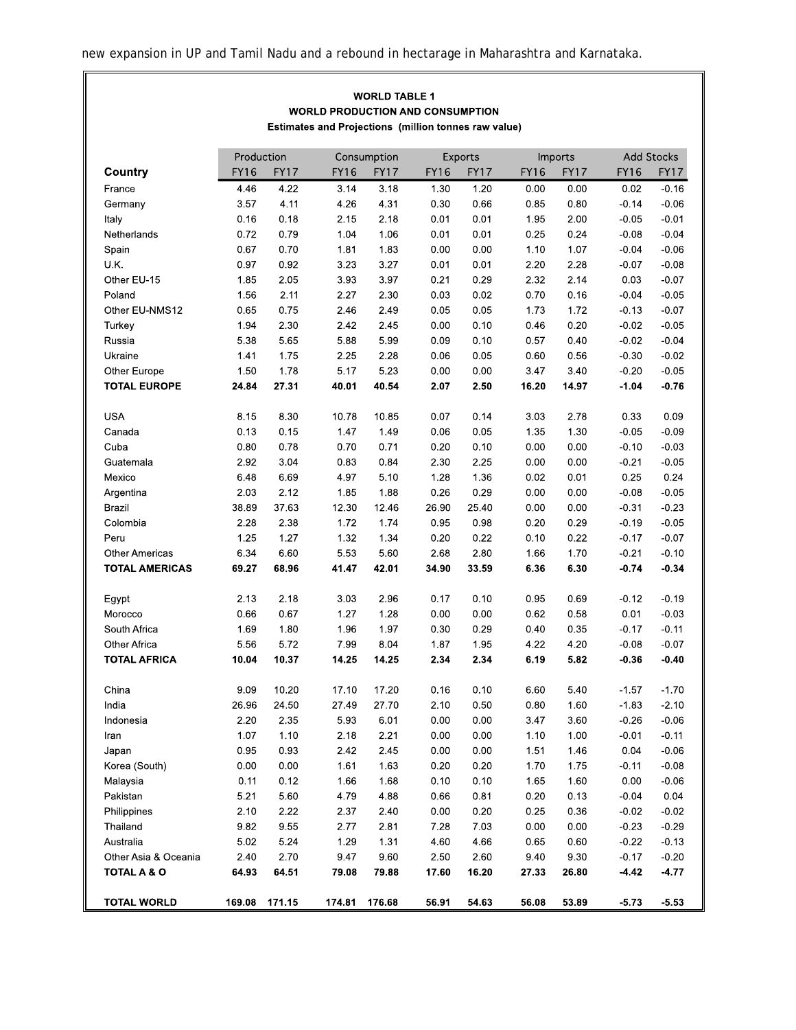new expansion in UP and Tamil Nadu and a rebound in hectarage in Maharashtra and Karnataka.

**WORLD TABLE 1**
**WORLD PRODUCTION AND CONSUMPTION**
**Estimates and Projections (million tonnes raw value)**

| | Production | | Consumption | | Exports | | Imports | | Add Stocks | |
|---|---|---|---|---|---|---|---|---|---|---|
| **Country** | FY16 | FY17 | FY16 | FY17 | FY16 | FY17 | FY16 | FY17 | FY16 | FY17 |
| France | 4.46 | 4.22 | 3.14 | 3.18 | 1.30 | 1.20 | 0.00 | 0.00 | 0.02 | -0.16 |
| Germany | 3.57 | 4.11 | 4.26 | 4.31 | 0.30 | 0.66 | 0.85 | 0.80 | -0.14 | -0.06 |
| Italy | 0.16 | 0.18 | 2.15 | 2.18 | 0.01 | 0.01 | 1.95 | 2.00 | -0.05 | -0.01 |
| Netherlands | 0.72 | 0.79 | 1.04 | 1.06 | 0.01 | 0.01 | 0.25 | 0.24 | -0.08 | -0.04 |
| Spain | 0.67 | 0.70 | 1.81 | 1.83 | 0.00 | 0.00 | 1.10 | 1.07 | -0.04 | -0.06 |
| U.K. | 0.97 | 0.92 | 3.23 | 3.27 | 0.01 | 0.01 | 2.20 | 2.28 | -0.07 | -0.08 |
| Other EU-15 | 1.85 | 2.05 | 3.93 | 3.97 | 0.21 | 0.29 | 2.32 | 2.14 | 0.03 | -0.07 |
| Poland | 1.56 | 2.11 | 2.27 | 2.30 | 0.03 | 0.02 | 0.70 | 0.16 | -0.04 | -0.05 |
| Other EU-NMS12 | 0.65 | 0.75 | 2.46 | 2.49 | 0.05 | 0.05 | 1.73 | 1.72 | -0.13 | -0.07 |
| Turkey | 1.94 | 2.30 | 2.42 | 2.45 | 0.00 | 0.10 | 0.46 | 0.20 | -0.02 | -0.05 |
| Russia | 5.38 | 5.65 | 5.88 | 5.99 | 0.09 | 0.10 | 0.57 | 0.40 | -0.02 | -0.04 |
| Ukraine | 1.41 | 1.75 | 2.25 | 2.28 | 0.06 | 0.05 | 0.60 | 0.56 | -0.30 | -0.02 |
| Other Europe | 1.50 | 1.78 | 5.17 | 5.23 | 0.00 | 0.00 | 3.47 | 3.40 | -0.20 | -0.05 |
| **TOTAL EUROPE** | **24.84** | **27.31** | **40.01** | **40.54** | **2.07** | **2.50** | **16.20** | **14.97** | **-1.04** | **-0.76** |
| | | | | | | | | | | |
| USA | 8.15 | 8.30 | 10.78 | 10.85 | 0.07 | 0.14 | 3.03 | 2.78 | 0.33 | 0.09 |
| Canada | 0.13 | 0.15 | 1.47 | 1.49 | 0.06 | 0.05 | 1.35 | 1.30 | -0.05 | -0.09 |
| Cuba | 0.80 | 0.78 | 0.70 | 0.71 | 0.20 | 0.10 | 0.00 | 0.00 | -0.10 | -0.03 |
| Guatemala | 2.92 | 3.04 | 0.83 | 0.84 | 2.30 | 2.25 | 0.00 | 0.00 | -0.21 | -0.05 |
| Mexico | 6.48 | 6.69 | 4.97 | 5.10 | 1.28 | 1.36 | 0.02 | 0.01 | 0.25 | 0.24 |
| Argentina | 2.03 | 2.12 | 1.85 | 1.88 | 0.26 | 0.29 | 0.00 | 0.00 | -0.08 | -0.05 |
| Brazil | 38.89 | 37.63 | 12.30 | 12.46 | 26.90 | 25.40 | 0.00 | 0.00 | -0.31 | -0.23 |
| Colombia | 2.28 | 2.38 | 1.72 | 1.74 | 0.95 | 0.98 | 0.20 | 0.29 | -0.19 | -0.05 |
| Peru | 1.25 | 1.27 | 1.32 | 1.34 | 0.20 | 0.22 | 0.10 | 0.22 | -0.17 | -0.07 |
| Other Americas | 6.34 | 6.60 | 5.53 | 5.60 | 2.68 | 2.80 | 1.66 | 1.70 | -0.21 | -0.10 |
| **TOTAL AMERICAS** | **69.27** | **68.96** | **41.47** | **42.01** | **34.90** | **33.59** | **6.36** | **6.30** | **-0.74** | **-0.34** |
| | | | | | | | | | | |
| Egypt | 2.13 | 2.18 | 3.03 | 2.96 | 0.17 | 0.10 | 0.95 | 0.69 | -0.12 | -0.19 |
| Morocco | 0.66 | 0.67 | 1.27 | 1.28 | 0.00 | 0.00 | 0.62 | 0.58 | 0.01 | -0.03 |
| South Africa | 1.69 | 1.80 | 1.96 | 1.97 | 0.30 | 0.29 | 0.40 | 0.35 | -0.17 | -0.11 |
| Other Africa | 5.56 | 5.72 | 7.99 | 8.04 | 1.87 | 1.95 | 4.22 | 4.20 | -0.08 | -0.07 |
| **TOTAL AFRICA** | **10.04** | **10.37** | **14.25** | **14.25** | **2.34** | **2.34** | **6.19** | **5.82** | **-0.36** | **-0.40** |
| | | | | | | | | | | |
| China | 9.09 | 10.20 | 17.10 | 17.20 | 0.16 | 0.10 | 6.60 | 5.40 | -1.57 | -1.70 |
| India | 26.96 | 24.50 | 27.49 | 27.70 | 2.10 | 0.50 | 0.80 | 1.60 | -1.83 | -2.10 |
| Indonesia | 2.20 | 2.35 | 5.93 | 6.01 | 0.00 | 0.00 | 3.47 | 3.60 | -0.26 | -0.06 |
| Iran | 1.07 | 1.10 | 2.18 | 2.21 | 0.00 | 0.00 | 1.10 | 1.00 | -0.01 | -0.11 |
| Japan | 0.95 | 0.93 | 2.42 | 2.45 | 0.00 | 0.00 | 1.51 | 1.46 | 0.04 | -0.06 |
| Korea (South) | 0.00 | 0.00 | 1.61 | 1.63 | 0.20 | 0.20 | 1.70 | 1.75 | -0.11 | -0.08 |
| Malaysia | 0.11 | 0.12 | 1.66 | 1.68 | 0.10 | 0.10 | 1.65 | 1.60 | 0.00 | -0.06 |
| Pakistan | 5.21 | 5.60 | 4.79 | 4.88 | 0.66 | 0.81 | 0.20 | 0.13 | -0.04 | 0.04 |
| Philippines | 2.10 | 2.22 | 2.37 | 2.40 | 0.00 | 0.20 | 0.25 | 0.36 | -0.02 | -0.02 |
| Thailand | 9.82 | 9.55 | 2.77 | 2.81 | 7.28 | 7.03 | 0.00 | 0.00 | -0.23 | -0.29 |
| Australia | 5.02 | 5.24 | 1.29 | 1.31 | 4.60 | 4.66 | 0.65 | 0.60 | -0.22 | -0.13 |
| Other Asia & Oceania | 2.40 | 2.70 | 9.47 | 9.60 | 2.50 | 2.60 | 9.40 | 9.30 | -0.17 | -0.20 |
| **TOTAL A & O** | **64.93** | **64.51** | **79.08** | **79.88** | **17.60** | **16.20** | **27.33** | **26.80** | **-4.42** | **-4.77** |
| | | | | | | | | | | |
| **TOTAL WORLD** | **169.08** | **171.15** | **174.81** | **176.68** | **56.91** | **54.63** | **56.08** | **53.89** | **-5.73** | **-5.53** |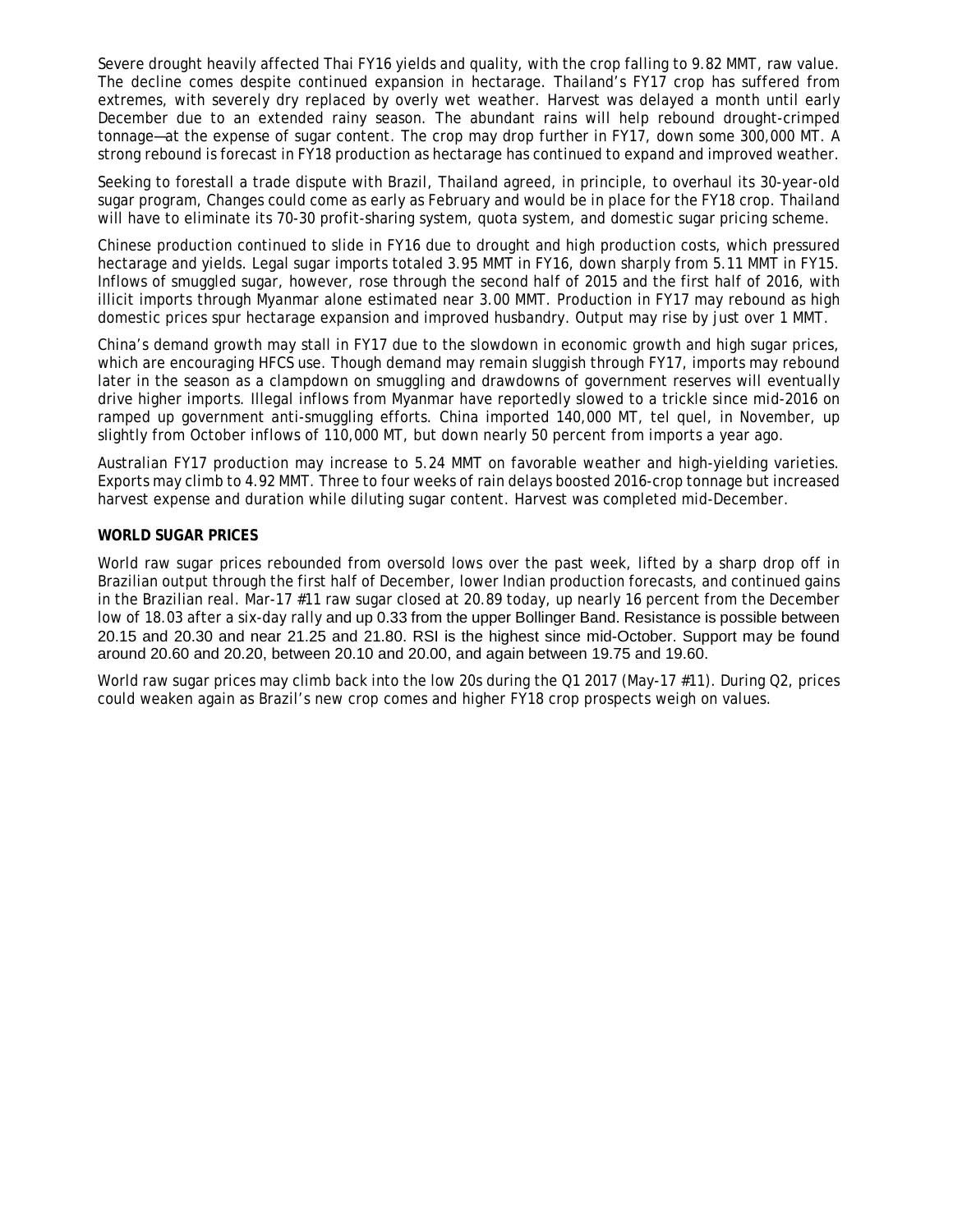Severe drought heavily affected Thai FY16 yields and quality, with the crop falling to 9.82 MMT, raw value. The decline comes despite continued expansion in hectarage. Thailand's FY17 crop has suffered from extremes, with severely dry replaced by overly wet weather. Harvest was delayed a month until early December due to an extended rainy season. The abundant rains will help rebound drought-crimped tonnage—at the expense of sugar content. The crop may drop further in FY17, down some 300,000 MT. A strong rebound is forecast in FY18 production as hectarage has continued to expand and improved weather.

Seeking to forestall a trade dispute with Brazil, Thailand agreed, in principle, to overhaul its 30-year-old sugar program, Changes could come as early as February and would be in place for the FY18 crop. Thailand will have to eliminate its 70-30 profit-sharing system, quota system, and domestic sugar pricing scheme.

Chinese production continued to slide in FY16 due to drought and high production costs, which pressured hectarage and yields. Legal sugar imports totaled 3.95 MMT in FY16, down sharply from 5.11 MMT in FY15. Inflows of smuggled sugar, however, rose through the second half of 2015 and the first half of 2016, with illicit imports through Myanmar alone estimated near 3.00 MMT. Production in FY17 may rebound as high domestic prices spur hectarage expansion and improved husbandry. Output may rise by just over 1 MMT.

China's demand growth may stall in FY17 due to the slowdown in economic growth and high sugar prices, which are encouraging HFCS use. Though demand may remain sluggish through FY17, imports may rebound later in the season as a clampdown on smuggling and drawdowns of government reserves will eventually drive higher imports. Illegal inflows from Myanmar have reportedly slowed to a trickle since mid-2016 on ramped up government anti-smuggling efforts. China imported 140,000 MT, tel quel, in November, up slightly from October inflows of 110,000 MT, but down nearly 50 percent from imports a year ago.

Australian FY17 production may increase to 5.24 MMT on favorable weather and high-yielding varieties. Exports may climb to 4.92 MMT. Three to four weeks of rain delays boosted 2016-crop tonnage but increased harvest expense and duration while diluting sugar content. Harvest was completed mid-December.

**WORLD SUGAR PRICES**

World raw sugar prices rebounded from oversold lows over the past week, lifted by a sharp drop off in Brazilian output through the first half of December, lower Indian production forecasts, and continued gains in the Brazilian real. Mar-17 #11 raw sugar closed at 20.89 today, up nearly 16 percent from the December low of 18.03 after a six-day rally and up 0.33 from the upper Bollinger Band. Resistance is possible between 20.15 and 20.30 and near 21.25 and 21.80. RSI is the highest since mid-October. Support may be found around 20.60 and 20.20, between 20.10 and 20.00, and again between 19.75 and 19.60.

World raw sugar prices may climb back into the low 20s during the Q1 2017 (May-17 #11). During Q2, prices could weaken again as Brazil's new crop comes and higher FY18 crop prospects weigh on values.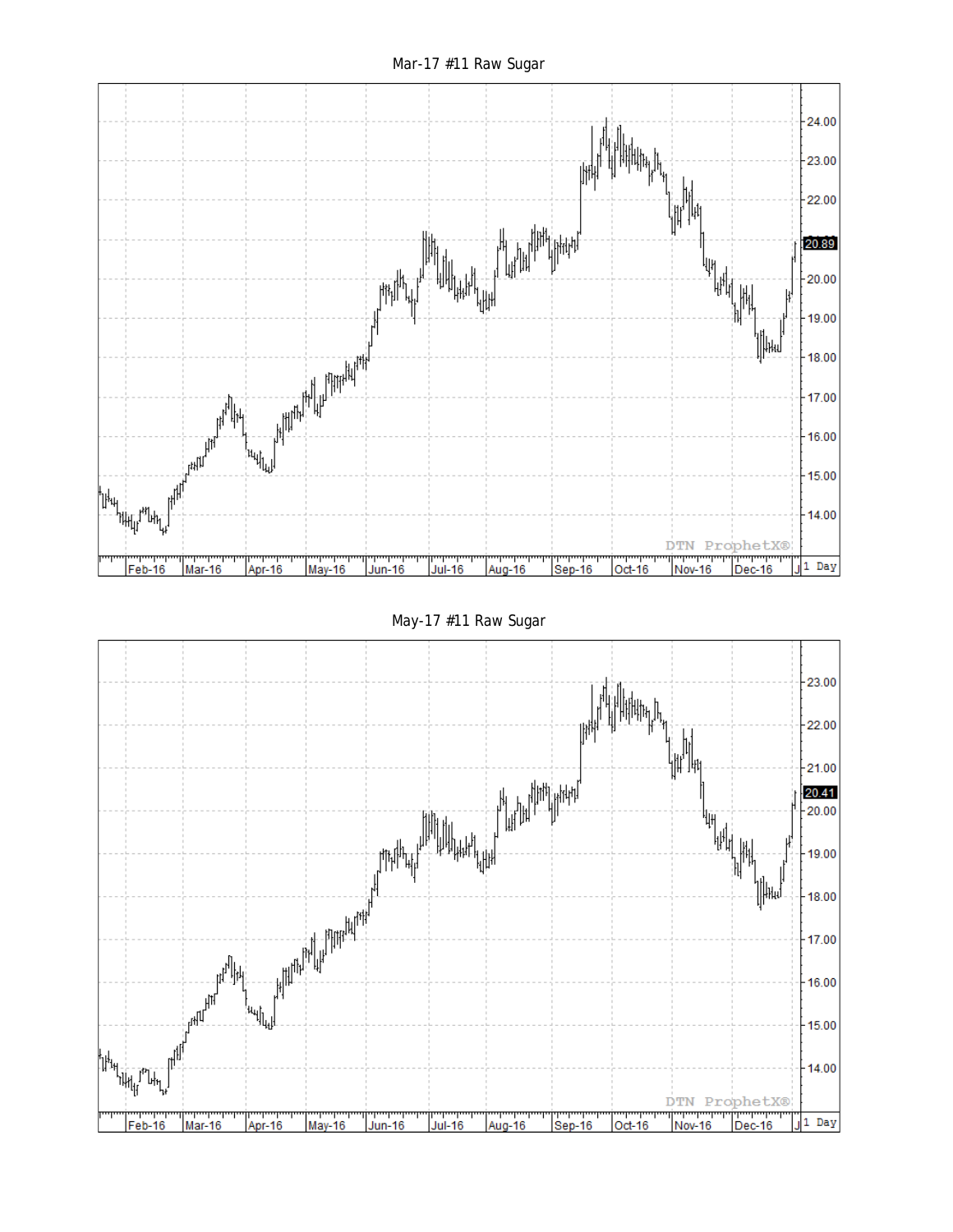Mar-17 #11 Raw Sugar

24.00
23.00
22.00
20.89
20.00
19.00
18.00
17.00
16.00
15.00
14.00

DTN ProphetX®

Feb-16 Mar-16 Apr-16 May-16 Jun-16 Jul-16 Aug-16 Sep-16 Oct-16 Nov-16 Dec-16 J 1 Day

May-17 #11 Raw Sugar

23.00
22.00
21.00
20.41
20.00
19.00
18.00
17.00
16.00
15.00
14.00

DTN ProphetX®

Feb-16 Mar-16 Apr-16 May-16 Jun-16 Jul-16 Aug-16 Sep-16 Oct-16 Nov-16 Dec-16 J 1 Day